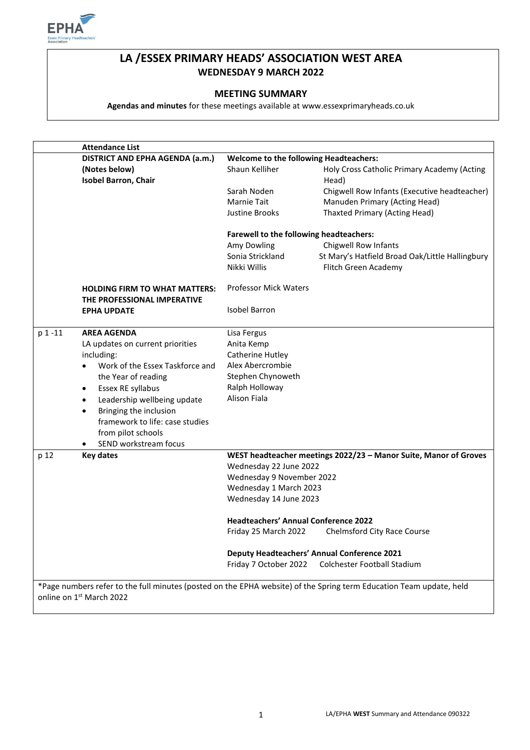# LA /ESSEX PRIMARY HEADS' ASSOCIATION WEST AREA

## WEDNESDAY 9 MARCH 2022

### MEETING SUMMARY

**Agendas and minutes** for these meetings available at www.essexprimaryheads.co.uk

| | Attendance List | | |
|---|---|---|---|
| | **DISTRICT AND EPHA AGENDA (a.m.) (Notes below)** **Isobel Barron, Chair** | **Welcome to the following Headteachers:** | |
| | | Shaun Kelliher | Holy Cross Catholic Primary Academy (Acting Head) |
| | | Sarah Noden | Chigwell Row Infants (Executive headteacher) |
| | | Marnie Tait | Manuden Primary (Acting Head) |
| | | Justine Brooks | Thaxted Primary (Acting Head) |
| | | **Farewell to the following headteachers:** | |
| | | Amy Dowling | Chigwell Row Infants |
| | | Sonia Strickland | St Mary's Hatfield Broad Oak/Little Hallingbury |
| | | Nikki Willis | Flitch Green Academy |
| | **HOLDING FIRM TO WHAT MATTERS: THE PROFESSIONAL IMPERATIVE** | Professor Mick Waters | |
| | **EPHA UPDATE** | Isobel Barron | |
| p 1 -11 | **AREA AGENDA** LA updates on current priorities including: • Work of the Essex Taskforce and the Year of reading • Essex RE syllabus • Leadership wellbeing update • Bringing the inclusion framework to life: case studies from pilot schools • SEND workstream focus | Lisa Fergus<br>Anita Kemp<br>Catherine Hutley<br>Alex Abercrombie<br>Stephen Chynoweth<br>Ralph Holloway<br>Alison Fiala | |
| p 12 | **Key dates** | **WEST headteacher meetings 2022/23 – Manor Suite, Manor of Groves** | |
| | | Wednesday 22 June 2022<br>Wednesday 9 November 2022<br>Wednesday 1 March 2023<br>Wednesday 14 June 2023 | |
| | | **Headteachers' Annual Conference 2022** | |
| | | Friday 25 March 2022 | Chelmsford City Race Course |
| | | **Deputy Headteachers' Annual Conference 2021** | |
| | | Friday 7 October 2022 | Colchester Football Stadium |

*Page numbers refer to the full minutes (posted on the EPHA website) of the Spring term Education Team update, held online on 1st March 2022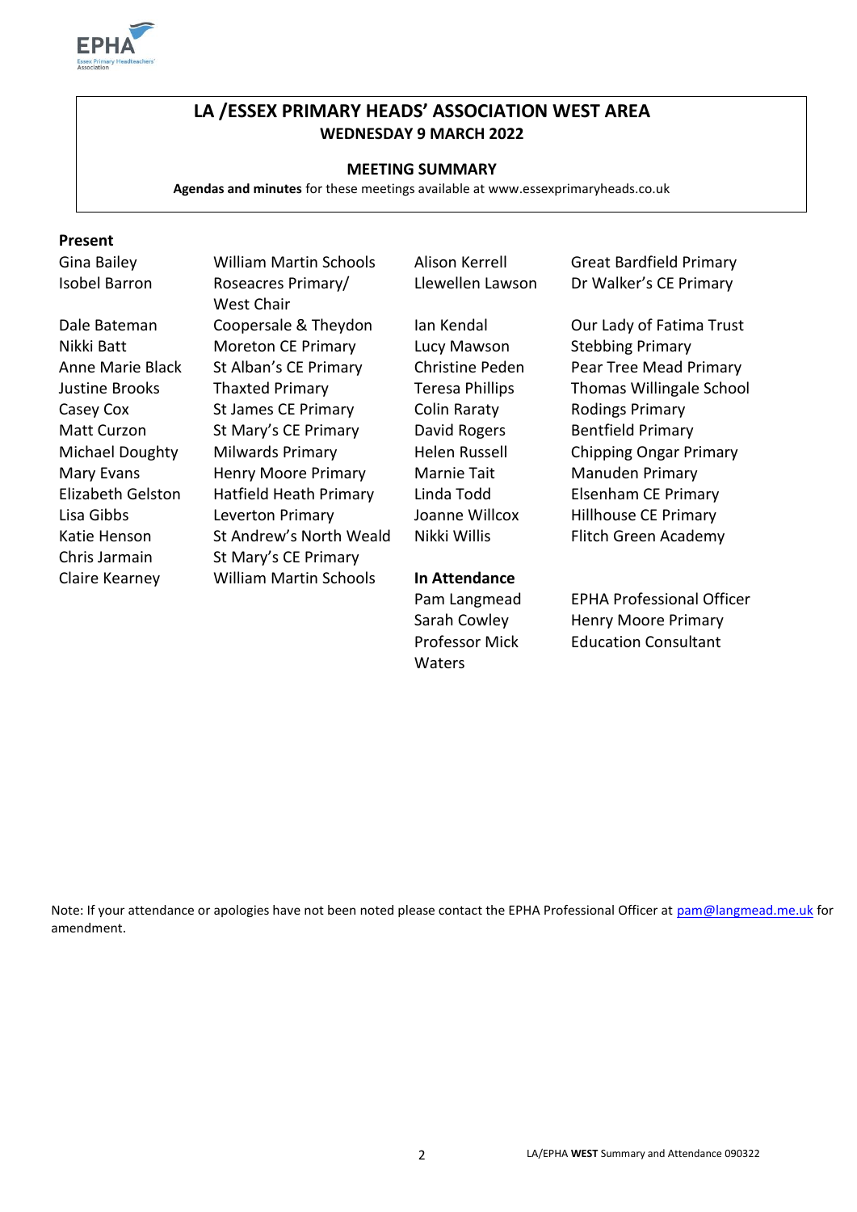## LA /ESSEX PRIMARY HEADS' ASSOCIATION WEST AREA
**WEDNESDAY 9 MARCH 2022**

**MEETING SUMMARY**

**Agendas and minutes** for these meetings available at www.essexprimaryheads.co.uk

**Present**

| Name | School | Name | School |
|---|---|---|---|
| Gina Bailey | William Martin Schools | Alison Kerrell | Great Bardfield Primary |
| Isobel Barron | Roseacres Primary/ West Chair | Llewellen Lawson | Dr Walker's CE Primary |
| Dale Bateman | Coopersale & Theydon | Ian Kendal | Our Lady of Fatima Trust |
| Nikki Batt | Moreton CE Primary | Lucy Mawson | Stebbing Primary |
| Anne Marie Black | St Alban's CE Primary | Christine Peden | Pear Tree Mead Primary |
| Justine Brooks | Thaxted Primary | Teresa Phillips | Thomas Willingale School |
| Casey Cox | St James CE Primary | Colin Raraty | Rodings Primary |
| Matt Curzon | St Mary's CE Primary | David Rogers | Bentfield Primary |
| Michael Doughty | Milwards Primary | Helen Russell | Chipping Ongar Primary |
| Mary Evans | Henry Moore Primary | Marnie Tait | Manuden Primary |
| Elizabeth Gelston | Hatfield Heath Primary | Linda Todd | Elsenham CE Primary |
| Lisa Gibbs | Leverton Primary | Joanne Willcox | Hillhouse CE Primary |
| Katie Henson | St Andrew's North Weald | Nikki Willis | Flitch Green Academy |
| Chris Jarmain | St Mary's CE Primary | | |
| Claire Kearney | William Martin Schools | | |

**In Attendance**

| Name | Role |
|---|---|
| Pam Langmead | EPHA Professional Officer |
| Sarah Cowley | Henry Moore Primary |
| Professor Mick Waters | Education Consultant |

Note: If your attendance or apologies have not been noted please contact the EPHA Professional Officer at pam@langmead.me.uk for amendment.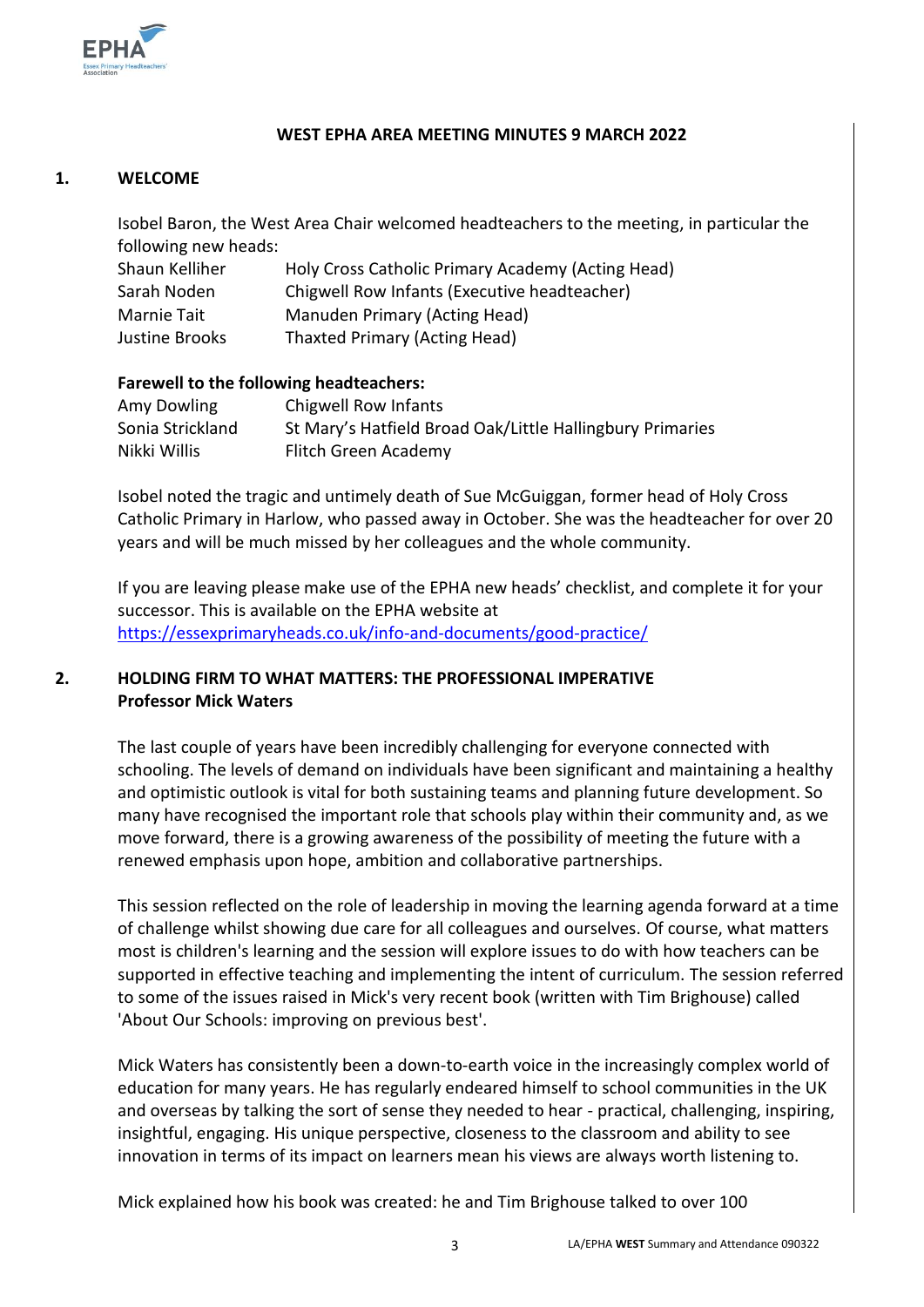# WEST EPHA AREA MEETING MINUTES 9 MARCH 2022

## 1. WELCOME

Isobel Baron, the West Area Chair welcomed headteachers to the meeting, in particular the following new heads:

| | |
|---|---|
| Shaun Kelliher | Holy Cross Catholic Primary Academy (Acting Head) |
| Sarah Noden | Chigwell Row Infants (Executive headteacher) |
| Marnie Tait | Manuden Primary (Acting Head) |
| Justine Brooks | Thaxted Primary (Acting Head) |

**Farewell to the following headteachers:**

| | |
|---|---|
| Amy Dowling | Chigwell Row Infants |
| Sonia Strickland | St Mary's Hatfield Broad Oak/Little Hallingbury Primaries |
| Nikki Willis | Flitch Green Academy |

Isobel noted the tragic and untimely death of Sue McGuiggan, former head of Holy Cross Catholic Primary in Harlow, who passed away in October. She was the headteacher for over 20 years and will be much missed by her colleagues and the whole community.

If you are leaving please make use of the EPHA new heads' checklist, and complete it for your successor. This is available on the EPHA website at https://essexprimaryheads.co.uk/info-and-documents/good-practice/

## 2. HOLDING FIRM TO WHAT MATTERS: THE PROFESSIONAL IMPERATIVE
**Professor Mick Waters**

The last couple of years have been incredibly challenging for everyone connected with schooling. The levels of demand on individuals have been significant and maintaining a healthy and optimistic outlook is vital for both sustaining teams and planning future development. So many have recognised the important role that schools play within their community and, as we move forward, there is a growing awareness of the possibility of meeting the future with a renewed emphasis upon hope, ambition and collaborative partnerships.

This session reflected on the role of leadership in moving the learning agenda forward at a time of challenge whilst showing due care for all colleagues and ourselves. Of course, what matters most is children's learning and the session will explore issues to do with how teachers can be supported in effective teaching and implementing the intent of curriculum. The session referred to some of the issues raised in Mick's very recent book (written with Tim Brighouse) called 'About Our Schools: improving on previous best'.

Mick Waters has consistently been a down-to-earth voice in the increasingly complex world of education for many years. He has regularly endeared himself to school communities in the UK and overseas by talking the sort of sense they needed to hear - practical, challenging, inspiring, insightful, engaging. His unique perspective, closeness to the classroom and ability to see innovation in terms of its impact on learners mean his views are always worth listening to.

Mick explained how his book was created: he and Tim Brighouse talked to over 100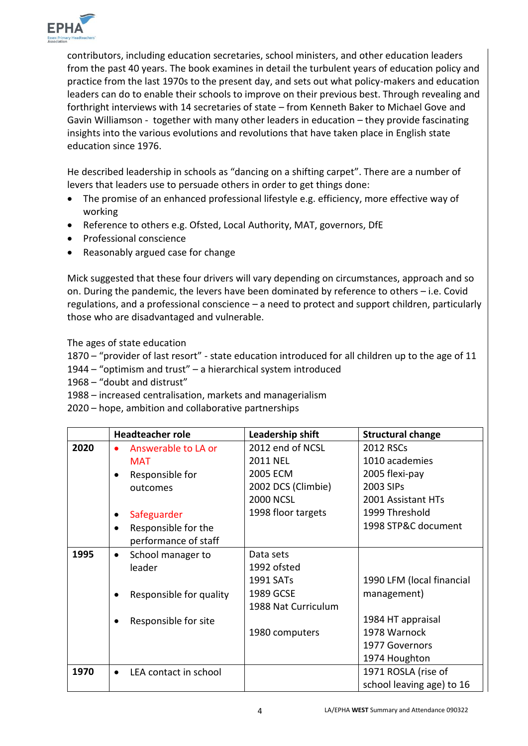contributors, including education secretaries, school ministers, and other education leaders from the past 40 years. The book examines in detail the turbulent years of education policy and practice from the last 1970s to the present day, and sets out what policy-makers and education leaders can do to enable their schools to improve on their previous best. Through revealing and forthright interviews with 14 secretaries of state – from Kenneth Baker to Michael Gove and Gavin Williamson - together with many other leaders in education – they provide fascinating insights into the various evolutions and revolutions that have taken place in English state education since 1976.

He described leadership in schools as "dancing on a shifting carpet". There are a number of levers that leaders use to persuade others in order to get things done:

- The promise of an enhanced professional lifestyle e.g. efficiency, more effective way of working
- Reference to others e.g. Ofsted, Local Authority, MAT, governors, DfE
- Professional conscience
- Reasonably argued case for change

Mick suggested that these four drivers will vary depending on circumstances, approach and so on. During the pandemic, the levers have been dominated by reference to others – i.e. Covid regulations, and a professional conscience – a need to protect and support children, particularly those who are disadvantaged and vulnerable.

The ages of state education
1870 – "provider of last resort" - state education introduced for all children up to the age of 11
1944 – "optimism and trust" – a hierarchical system introduced
1968 – "doubt and distrust"
1988 – increased centralisation, markets and managerialism
2020 – hope, ambition and collaborative partnerships

| | Headteacher role | Leadership shift | Structural change |
|---|---|---|---|
| **2020** | • Answerable to LA or MAT<br>• Responsible for outcomes<br>• Safeguarder<br>• Responsible for the performance of staff | 2012 end of NCSL<br>2011 NEL<br>2005 ECM<br>2002 DCS (Climbie)<br>2000 NCSL<br>1998 floor targets | 2012 RSCs<br>1010 academies<br>2005 flexi-pay<br>2003 SIPs<br>2001 Assistant HTs<br>1999 Threshold<br>1998 STP&C document |
| **1995** | • School manager to leader<br>• Responsible for quality<br>• Responsible for site | Data sets<br>1992 ofsted<br>1991 SATs<br>1989 GCSE<br>1988 Nat Curriculum<br>1980 computers | 1990 LFM (local financial management)<br>1984 HT appraisal<br>1978 Warnock<br>1977 Governors<br>1974 Houghton |
| **1970** | • LEA contact in school | | 1971 ROSLA (rise of school leaving age) to 16 |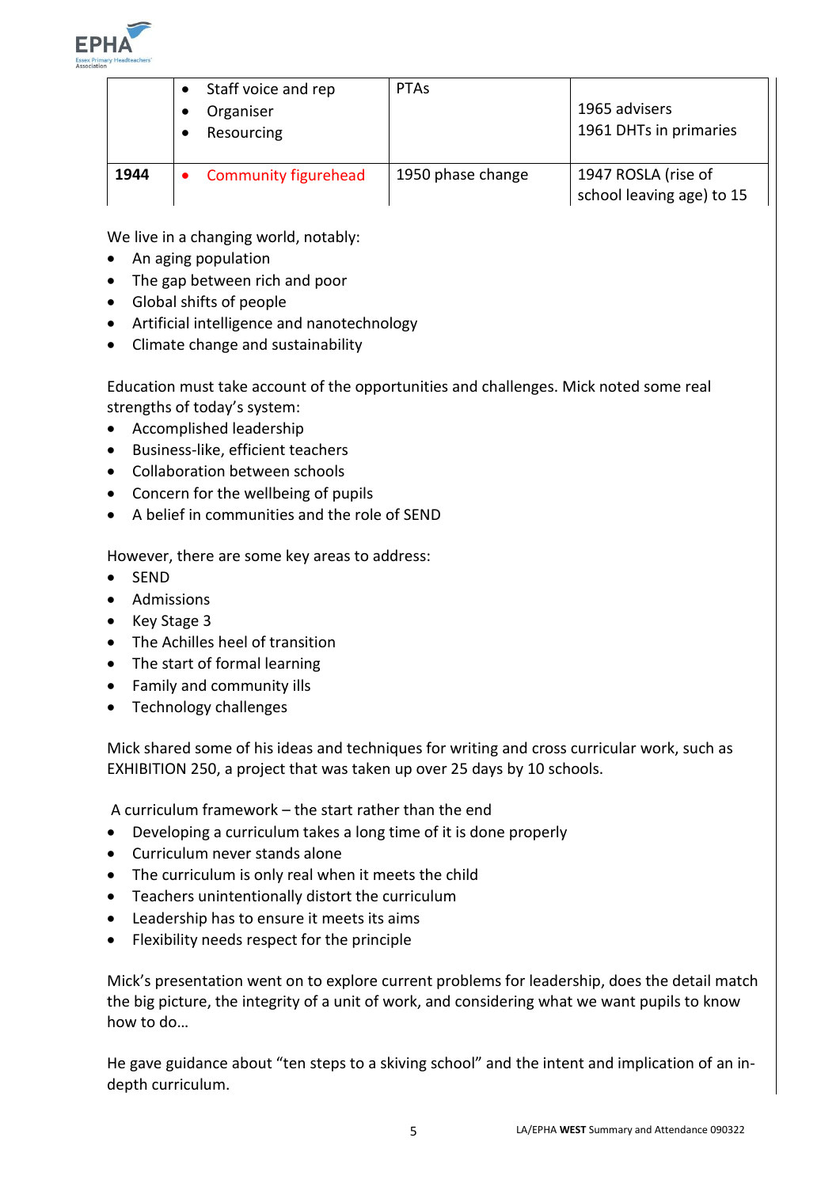| | | | |
|---|---|---|---|
| | • Staff voice and rep<br>• Organiser<br>• Resourcing | PTAs | 1965 advisers<br>1961 DHTs in primaries |
| **1944** | • Community figurehead | 1950 phase change | 1947 ROSLA (rise of school leaving age) to 15 |

We live in a changing world, notably:

- An aging population
- The gap between rich and poor
- Global shifts of people
- Artificial intelligence and nanotechnology
- Climate change and sustainability

Education must take account of the opportunities and challenges. Mick noted some real strengths of today's system:

- Accomplished leadership
- Business-like, efficient teachers
- Collaboration between schools
- Concern for the wellbeing of pupils
- A belief in communities and the role of SEND

However, there are some key areas to address:

- SEND
- Admissions
- Key Stage 3
- The Achilles heel of transition
- The start of formal learning
- Family and community ills
- Technology challenges

Mick shared some of his ideas and techniques for writing and cross curricular work, such as EXHIBITION 250, a project that was taken up over 25 days by 10 schools.

A curriculum framework – the start rather than the end

- Developing a curriculum takes a long time of it is done properly
- Curriculum never stands alone
- The curriculum is only real when it meets the child
- Teachers unintentionally distort the curriculum
- Leadership has to ensure it meets its aims
- Flexibility needs respect for the principle

Mick's presentation went on to explore current problems for leadership, does the detail match the big picture, the integrity of a unit of work, and considering what we want pupils to know how to do…

He gave guidance about "ten steps to a skiving school" and the intent and implication of an in-depth curriculum.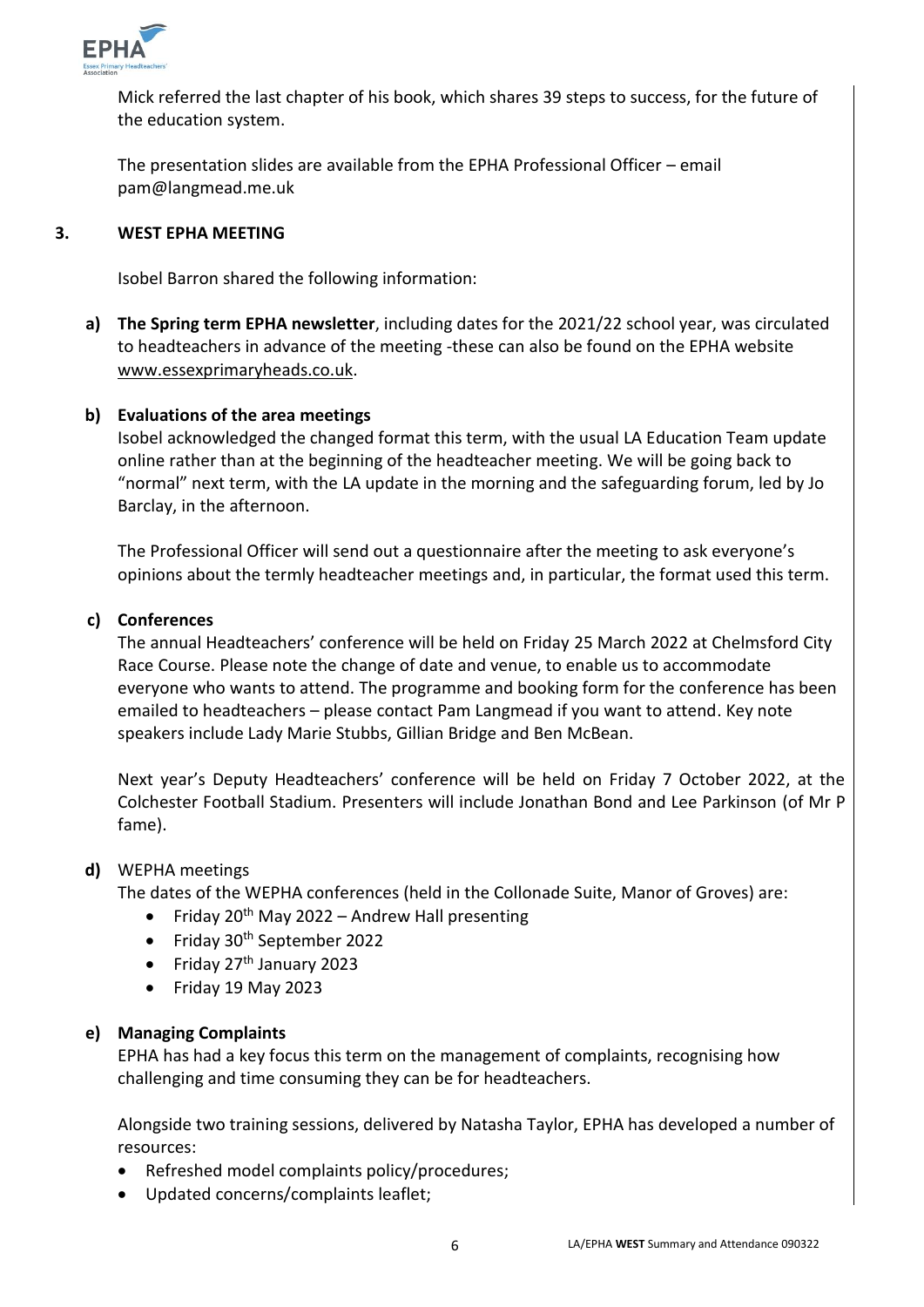Mick referred the last chapter of his book, which shares 39 steps to success, for the future of the education system.

The presentation slides are available from the EPHA Professional Officer – email pam@langmead.me.uk

## 3. WEST EPHA MEETING

Isobel Barron shared the following information:

**a) The Spring term EPHA newsletter**, including dates for the 2021/22 school year, was circulated to headteachers in advance of the meeting -these can also be found on the EPHA website www.essexprimaryheads.co.uk.

**b) Evaluations of the area meetings**

Isobel acknowledged the changed format this term, with the usual LA Education Team update online rather than at the beginning of the headteacher meeting. We will be going back to "normal" next term, with the LA update in the morning and the safeguarding forum, led by Jo Barclay, in the afternoon.

The Professional Officer will send out a questionnaire after the meeting to ask everyone's opinions about the termly headteacher meetings and, in particular, the format used this term.

**c) Conferences**

The annual Headteachers' conference will be held on Friday 25 March 2022 at Chelmsford City Race Course. Please note the change of date and venue, to enable us to accommodate everyone who wants to attend. The programme and booking form for the conference has been emailed to headteachers – please contact Pam Langmead if you want to attend. Key note speakers include Lady Marie Stubbs, Gillian Bridge and Ben McBean.

Next year's Deputy Headteachers' conference will be held on Friday 7 October 2022, at the Colchester Football Stadium. Presenters will include Jonathan Bond and Lee Parkinson (of Mr P fame).

**d)** WEPHA meetings

The dates of the WEPHA conferences (held in the Collonade Suite, Manor of Groves) are:

- Friday 20th May 2022 – Andrew Hall presenting
- Friday 30th September 2022
- Friday 27th January 2023
- Friday 19 May 2023

**e) Managing Complaints**

EPHA has had a key focus this term on the management of complaints, recognising how challenging and time consuming they can be for headteachers.

Alongside two training sessions, delivered by Natasha Taylor, EPHA has developed a number of resources:

- Refreshed model complaints policy/procedures;
- Updated concerns/complaints leaflet;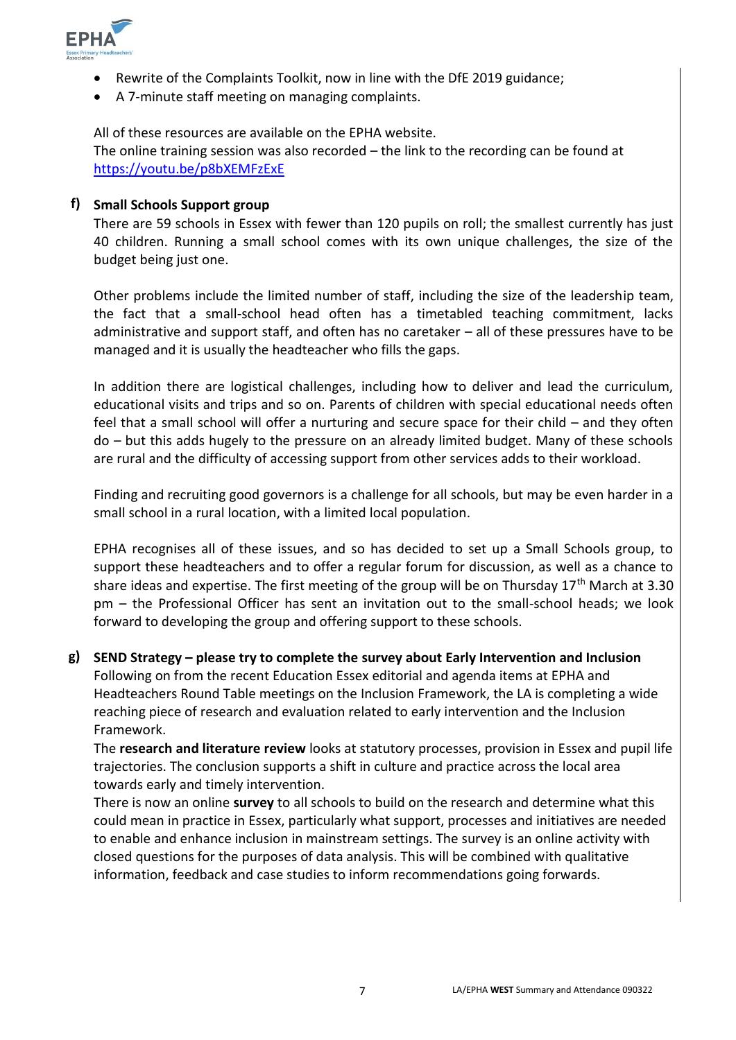- Rewrite of the Complaints Toolkit, now in line with the DfE 2019 guidance;
- A 7-minute staff meeting on managing complaints.

All of these resources are available on the EPHA website.
The online training session was also recorded – the link to the recording can be found at https://youtu.be/p8bXEMFzExE

**f) Small Schools Support group**

There are 59 schools in Essex with fewer than 120 pupils on roll; the smallest currently has just 40 children. Running a small school comes with its own unique challenges, the size of the budget being just one.

Other problems include the limited number of staff, including the size of the leadership team, the fact that a small-school head often has a timetabled teaching commitment, lacks administrative and support staff, and often has no caretaker – all of these pressures have to be managed and it is usually the headteacher who fills the gaps.

In addition there are logistical challenges, including how to deliver and lead the curriculum, educational visits and trips and so on. Parents of children with special educational needs often feel that a small school will offer a nurturing and secure space for their child – and they often do – but this adds hugely to the pressure on an already limited budget. Many of these schools are rural and the difficulty of accessing support from other services adds to their workload.

Finding and recruiting good governors is a challenge for all schools, but may be even harder in a small school in a rural location, with a limited local population.

EPHA recognises all of these issues, and so has decided to set up a Small Schools group, to support these headteachers and to offer a regular forum for discussion, as well as a chance to share ideas and expertise. The first meeting of the group will be on Thursday 17th March at 3.30 pm – the Professional Officer has sent an invitation out to the small-school heads; we look forward to developing the group and offering support to these schools.

**g) SEND Strategy – please try to complete the survey about Early Intervention and Inclusion**

Following on from the recent Education Essex editorial and agenda items at EPHA and Headteachers Round Table meetings on the Inclusion Framework, the LA is completing a wide reaching piece of research and evaluation related to early intervention and the Inclusion Framework.

The **research and literature review** looks at statutory processes, provision in Essex and pupil life trajectories. The conclusion supports a shift in culture and practice across the local area towards early and timely intervention.

There is now an online **survey** to all schools to build on the research and determine what this could mean in practice in Essex, particularly what support, processes and initiatives are needed to enable and enhance inclusion in mainstream settings. The survey is an online activity with closed questions for the purposes of data analysis. This will be combined with qualitative information, feedback and case studies to inform recommendations going forwards.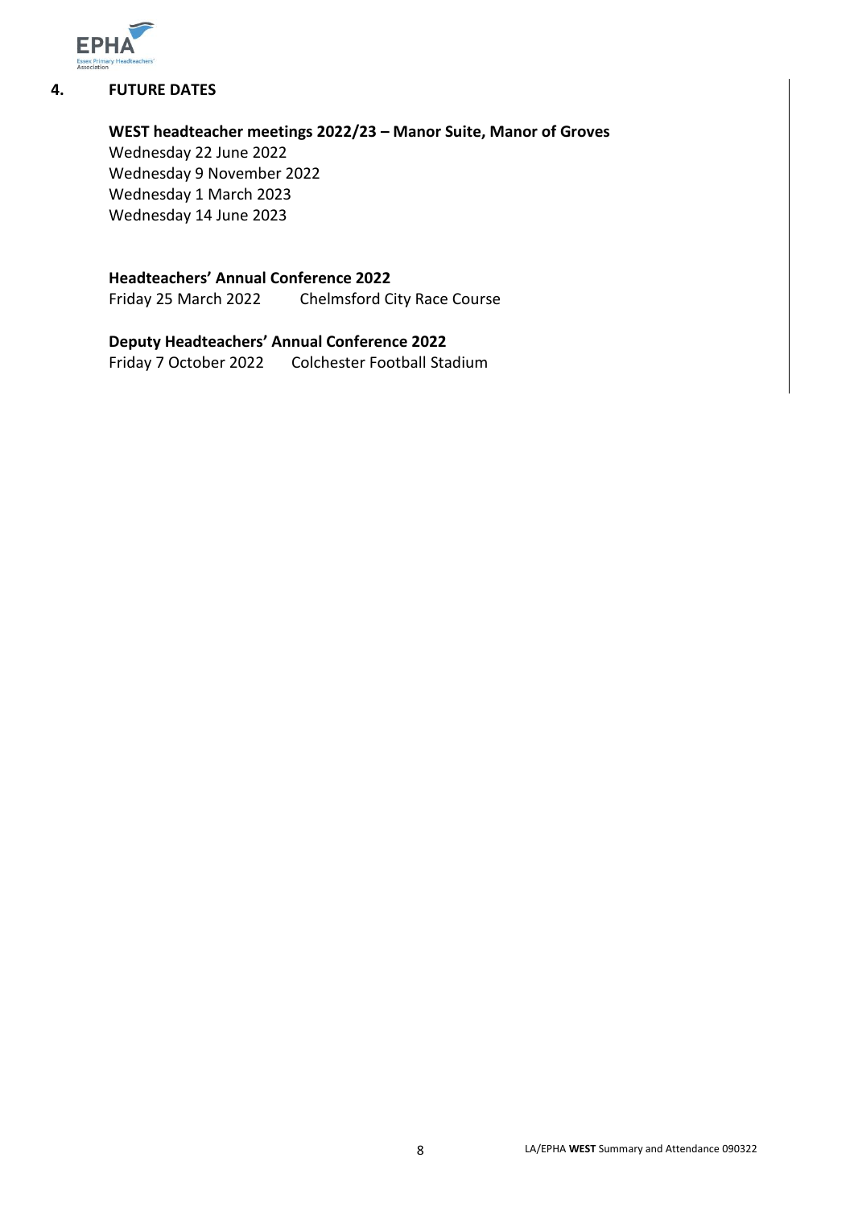## 4. FUTURE DATES

**WEST headteacher meetings 2022/23 – Manor Suite, Manor of Groves**

Wednesday 22 June 2022
Wednesday 9 November 2022
Wednesday 1 March 2023
Wednesday 14 June 2023

**Headteachers' Annual Conference 2022**

Friday 25 March 2022 Chelmsford City Race Course

**Deputy Headteachers' Annual Conference 2022**

Friday 7 October 2022 Colchester Football Stadium